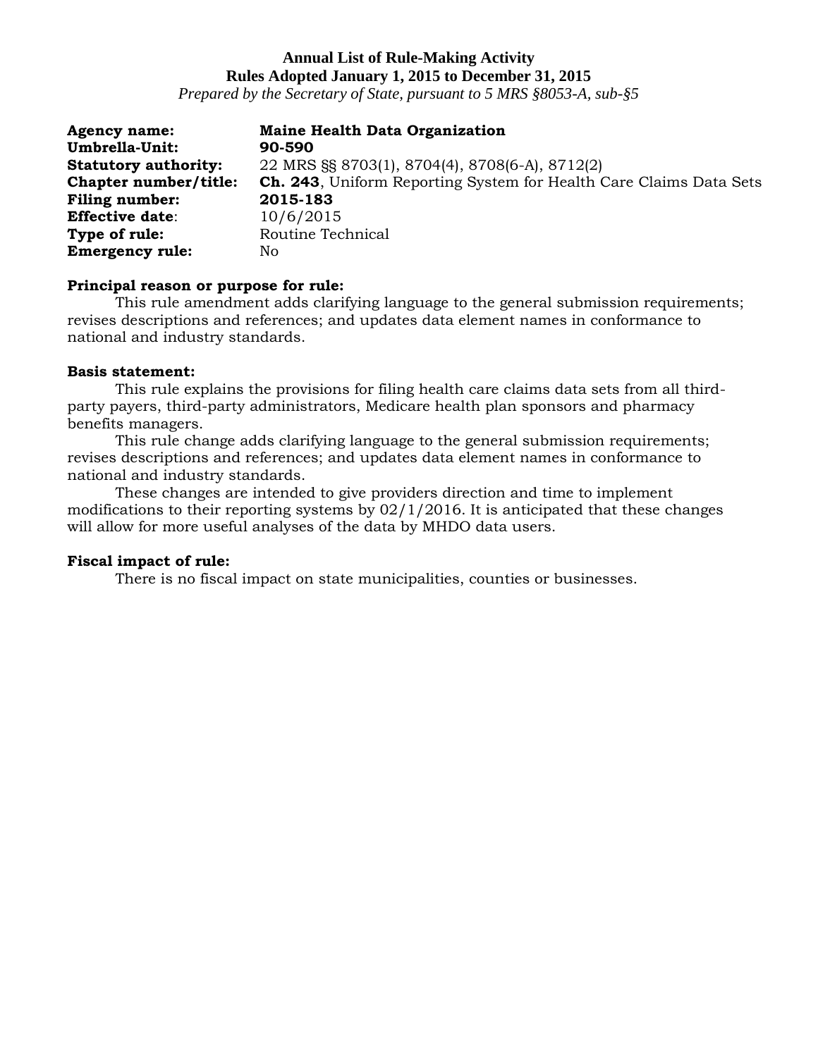**Annual List of Rule-Making Activity**
**Rules Adopted January 1, 2015 to December 31, 2015**
*Prepared by the Secretary of State, pursuant to 5 MRS §8053-A, sub-§5*

**Agency name:** **Maine Health Data Organization**
**Umbrella-Unit:** **90-590**
**Statutory authority:** 22 MRS §§ 8703(1), 8704(4), 8708(6-A), 8712(2)
**Chapter number/title:** **Ch. 243**, Uniform Reporting System for Health Care Claims Data Sets
**Filing number:** **2015-183**
**Effective date**: 10/6/2015
**Type of rule:** Routine Technical
**Emergency rule:** No

**Principal reason or purpose for rule:**

This rule amendment adds clarifying language to the general submission requirements; revises descriptions and references; and updates data element names in conformance to national and industry standards.

**Basis statement:**

This rule explains the provisions for filing health care claims data sets from all third-party payers, third-party administrators, Medicare health plan sponsors and pharmacy benefits managers.

This rule change adds clarifying language to the general submission requirements; revises descriptions and references; and updates data element names in conformance to national and industry standards.

These changes are intended to give providers direction and time to implement modifications to their reporting systems by 02/1/2016. It is anticipated that these changes will allow for more useful analyses of the data by MHDO data users.

**Fiscal impact of rule:**

There is no fiscal impact on state municipalities, counties or businesses.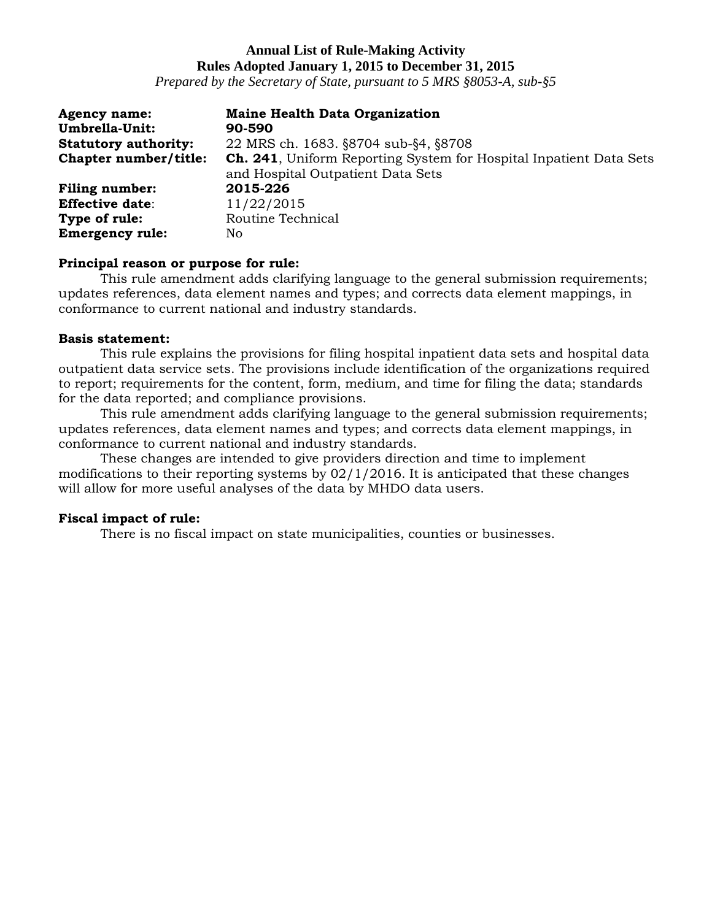**Annual List of Rule-Making Activity**
**Rules Adopted January 1, 2015 to December 31, 2015**
*Prepared by the Secretary of State, pursuant to 5 MRS §8053-A, sub-§5*

**Agency name:** **Maine Health Data Organization**
**Umbrella-Unit:** **90-590**
**Statutory authority:** 22 MRS ch. 1683. §8704 sub-§4, §8708
**Chapter number/title:** **Ch. 241**, Uniform Reporting System for Hospital Inpatient Data Sets and Hospital Outpatient Data Sets
**Filing number:** **2015-226**
**Effective date**: 11/22/2015
**Type of rule:** Routine Technical
**Emergency rule:** No

**Principal reason or purpose for rule:**

This rule amendment adds clarifying language to the general submission requirements; updates references, data element names and types; and corrects data element mappings, in conformance to current national and industry standards.

**Basis statement:**

This rule explains the provisions for filing hospital inpatient data sets and hospital data outpatient data service sets. The provisions include identification of the organizations required to report; requirements for the content, form, medium, and time for filing the data; standards for the data reported; and compliance provisions.

This rule amendment adds clarifying language to the general submission requirements; updates references, data element names and types; and corrects data element mappings, in conformance to current national and industry standards.

These changes are intended to give providers direction and time to implement modifications to their reporting systems by 02/1/2016. It is anticipated that these changes will allow for more useful analyses of the data by MHDO data users.

**Fiscal impact of rule:**

There is no fiscal impact on state municipalities, counties or businesses.